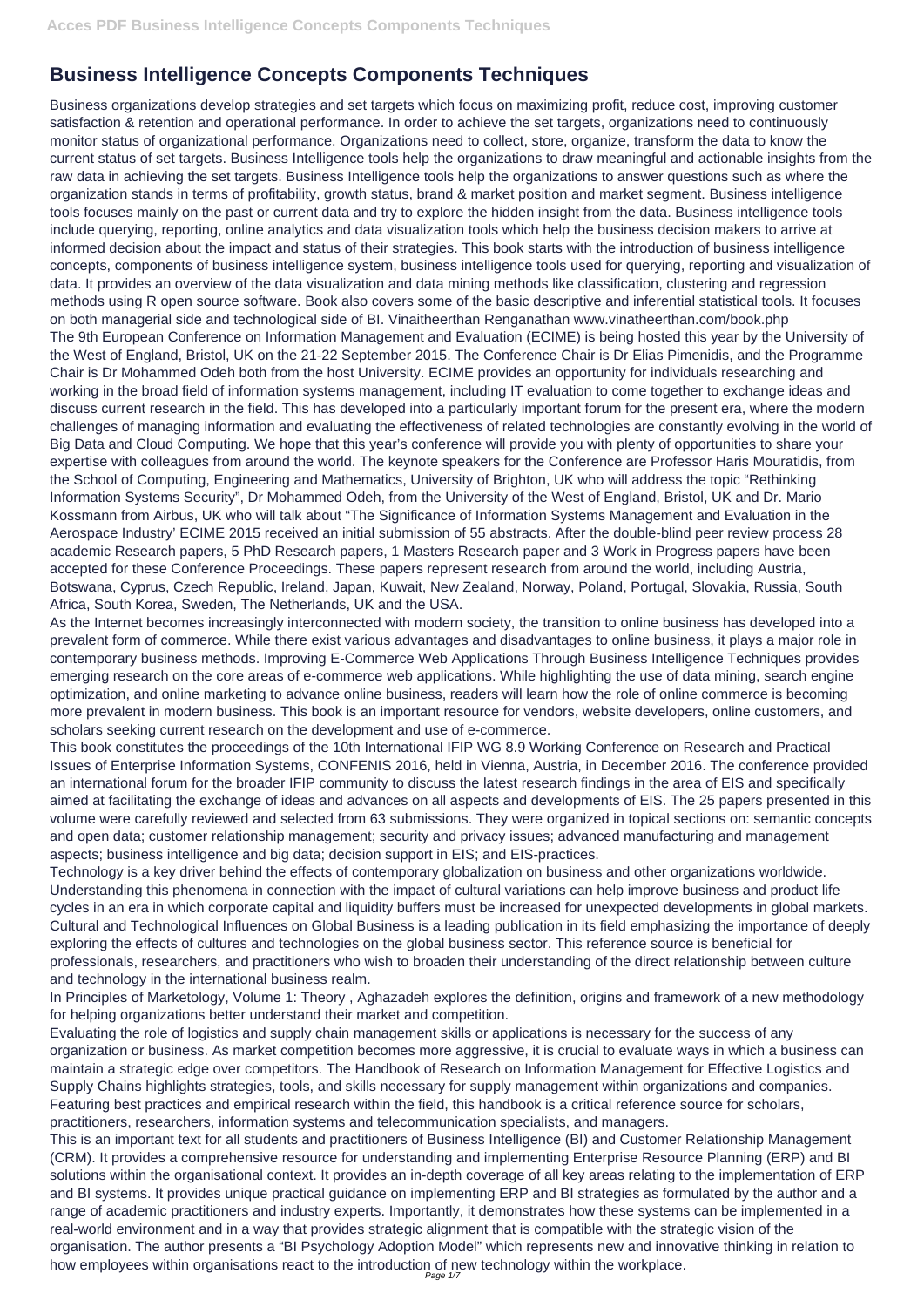# Business Intelligence Concepts Components Techniques

Business organizations develop strategies and set targets which focus on maximizing profit, reduce cost, improving customer satisfaction & retention and operational performance. In order to achieve the set targets, organizations need to continuously monitor status of organizational performance. Organizations need to collect, store, organize, transform the data to know the current status of set targets. Business Intelligence tools help the organizations to draw meaningful and actionable insights from the raw data in achieving the set targets. Business Intelligence tools help the organizations to answer questions such as where the organization stands in terms of profitability, growth status, brand & market position and market segment. Business intelligence tools focuses mainly on the past or current data and try to explore the hidden insight from the data. Business intelligence tools include querying, reporting, online analytics and data visualization tools which help the business decision makers to arrive at informed decision about the impact and status of their strategies. This book starts with the introduction of business intelligence concepts, components of business intelligence system, business intelligence tools used for querying, reporting and visualization of data. It provides an overview of the data visualization and data mining methods like classification, clustering and regression methods using R open source software. Book also covers some of the basic descriptive and inferential statistical tools. It focuses on both managerial side and technological side of BI. Vinaitheerthan Renganathan www.vinatheerthan.com/book.php

The 9th European Conference on Information Management and Evaluation (ECIME) is being hosted this year by the University of the West of England, Bristol, UK on the 21-22 September 2015. The Conference Chair is Dr Elias Pimenidis, and the Programme Chair is Dr Mohammed Odeh both from the host University. ECIME provides an opportunity for individuals researching and working in the broad field of information systems management, including IT evaluation to come together to exchange ideas and discuss current research in the field. This has developed into a particularly important forum for the present era, where the modern challenges of managing information and evaluating the effectiveness of related technologies are constantly evolving in the world of Big Data and Cloud Computing. We hope that this year's conference will provide you with plenty of opportunities to share your expertise with colleagues from around the world. The keynote speakers for the Conference are Professor Haris Mouratidis, from the School of Computing, Engineering and Mathematics, University of Brighton, UK who will address the topic "Rethinking Information Systems Security", Dr Mohammed Odeh, from the University of the West of England, Bristol, UK and Dr. Mario Kossmann from Airbus, UK who will talk about "The Significance of Information Systems Management and Evaluation in the Aerospace Industry' ECIME 2015 received an initial submission of 55 abstracts. After the double-blind peer review process 28 academic Research papers, 5 PhD Research papers, 1 Masters Research paper and 3 Work in Progress papers have been accepted for these Conference Proceedings. These papers represent research from around the world, including Austria, Botswana, Cyprus, Czech Republic, Ireland, Japan, Kuwait, New Zealand, Norway, Poland, Portugal, Slovakia, Russia, South Africa, South Korea, Sweden, The Netherlands, UK and the USA.

As the Internet becomes increasingly interconnected with modern society, the transition to online business has developed into a prevalent form of commerce. While there exist various advantages and disadvantages to online business, it plays a major role in contemporary business methods. Improving E-Commerce Web Applications Through Business Intelligence Techniques provides emerging research on the core areas of e-commerce web applications. While highlighting the use of data mining, search engine optimization, and online marketing to advance online business, readers will learn how the role of online commerce is becoming more prevalent in modern business. This book is an important resource for vendors, website developers, online customers, and scholars seeking current research on the development and use of e-commerce.

This book constitutes the proceedings of the 10th International IFIP WG 8.9 Working Conference on Research and Practical Issues of Enterprise Information Systems, CONFENIS 2016, held in Vienna, Austria, in December 2016. The conference provided an international forum for the broader IFIP community to discuss the latest research findings in the area of EIS and specifically aimed at facilitating the exchange of ideas and advances on all aspects and developments of EIS. The 25 papers presented in this volume were carefully reviewed and selected from 63 submissions. They were organized in topical sections on: semantic concepts and open data; customer relationship management; security and privacy issues; advanced manufacturing and management aspects; business intelligence and big data; decision support in EIS; and EIS-practices.

Technology is a key driver behind the effects of contemporary globalization on business and other organizations worldwide. Understanding this phenomena in connection with the impact of cultural variations can help improve business and product life cycles in an era in which corporate capital and liquidity buffers must be increased for unexpected developments in global markets. Cultural and Technological Influences on Global Business is a leading publication in its field emphasizing the importance of deeply exploring the effects of cultures and technologies on the global business sector. This reference source is beneficial for professionals, researchers, and practitioners who wish to broaden their understanding of the direct relationship between culture and technology in the international business realm.

In Principles of Marketology, Volume 1: Theory , Aghazadeh explores the definition, origins and framework of a new methodology for helping organizations better understand their market and competition.

Evaluating the role of logistics and supply chain management skills or applications is necessary for the success of any organization or business. As market competition becomes more aggressive, it is crucial to evaluate ways in which a business can maintain a strategic edge over competitors. The Handbook of Research on Information Management for Effective Logistics and Supply Chains highlights strategies, tools, and skills necessary for supply management within organizations and companies. Featuring best practices and empirical research within the field, this handbook is a critical reference source for scholars, practitioners, researchers, information systems and telecommunication specialists, and managers.

This is an important text for all students and practitioners of Business Intelligence (BI) and Customer Relationship Management (CRM). It provides a comprehensive resource for understanding and implementing Enterprise Resource Planning (ERP) and BI solutions within the organisational context. It provides an in-depth coverage of all key areas relating to the implementation of ERP and BI systems. It provides unique practical guidance on implementing ERP and BI strategies as formulated by the author and a range of academic practitioners and industry experts. Importantly, it demonstrates how these systems can be implemented in a real-world environment and in a way that provides strategic alignment that is compatible with the strategic vision of the organisation. The author presents a "BI Psychology Adoption Model" which represents new and innovative thinking in relation to how employees within organisations react to the introduction of new technology within the workplace.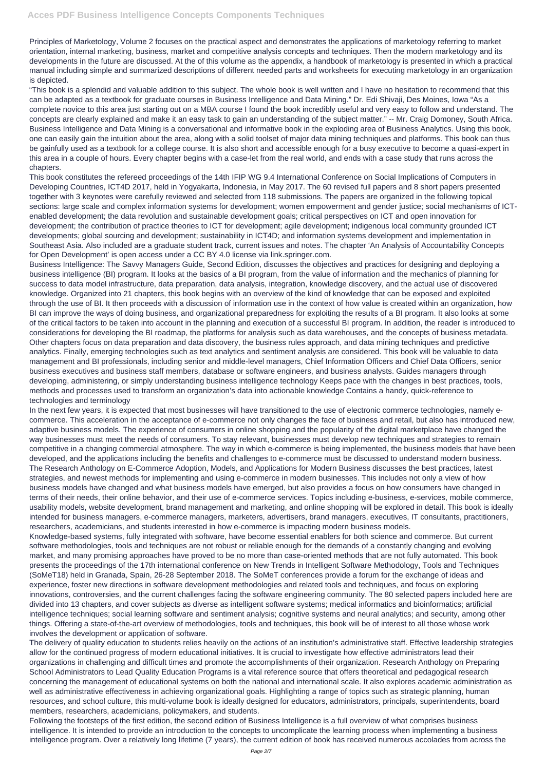Principles of Marketology, Volume 2 focuses on the practical aspect and demonstrates the applications of marketology referring to market orientation, internal marketing, business, market and competitive analysis concepts and techniques. Then the modern marketology and its developments in the future are discussed. At the of this volume as the appendix, a handbook of marketology is presented in which a practical manual including simple and summarized descriptions of different needed parts and worksheets for executing marketology in an organization is depicted.

"This book is a splendid and valuable addition to this subject. The whole book is well written and I have no hesitation to recommend that this can be adapted as a textbook for graduate courses in Business Intelligence and Data Mining." Dr. Edi Shivaji, Des Moines, Iowa "As a complete novice to this area just starting out on a MBA course I found the book incredibly useful and very easy to follow and understand. The concepts are clearly explained and make it an easy task to gain an understanding of the subject matter." -- Mr. Craig Domoney, South Africa. Business Intelligence and Data Mining is a conversational and informative book in the exploding area of Business Analytics. Using this book, one can easily gain the intuition about the area, along with a solid toolset of major data mining techniques and platforms. This book can thus be gainfully used as a textbook for a college course. It is also short and accessible enough for a busy executive to become a quasi-expert in this area in a couple of hours. Every chapter begins with a case-let from the real world, and ends with a case study that runs across the chapters.

This book constitutes the refereed proceedings of the 14th IFIP WG 9.4 International Conference on Social Implications of Computers in Developing Countries, ICT4D 2017, held in Yogyakarta, Indonesia, in May 2017. The 60 revised full papers and 8 short papers presented together with 3 keynotes were carefully reviewed and selected from 118 submissions. The papers are organized in the following topical sections: large scale and complex information systems for development; women empowerment and gender justice; social mechanisms of ICT-enabled development; the data revolution and sustainable development goals; critical perspectives on ICT and open innovation for development; the contribution of practice theories to ICT for development; agile development; indigenous local community grounded ICT developments; global sourcing and development; sustainability in ICT4D; and information systems development and implementation in Southeast Asia. Also included are a graduate student track, current issues and notes. The chapter 'An Analysis of Accountability Concepts for Open Development' is open access under a CC BY 4.0 license via link.springer.com.

Business Intelligence: The Savvy Managers Guide, Second Edition, discusses the objectives and practices for designing and deploying a business intelligence (BI) program. It looks at the basics of a BI program, from the value of information and the mechanics of planning for success to data model infrastructure, data preparation, data analysis, integration, knowledge discovery, and the actual use of discovered knowledge. Organized into 21 chapters, this book begins with an overview of the kind of knowledge that can be exposed and exploited through the use of BI. It then proceeds with a discussion of information use in the context of how value is created within an organization, how BI can improve the ways of doing business, and organizational preparedness for exploiting the results of a BI program. It also looks at some of the critical factors to be taken into account in the planning and execution of a successful BI program. In addition, the reader is introduced to considerations for developing the BI roadmap, the platforms for analysis such as data warehouses, and the concepts of business metadata. Other chapters focus on data preparation and data discovery, the business rules approach, and data mining techniques and predictive analytics. Finally, emerging technologies such as text analytics and sentiment analysis are considered. This book will be valuable to data management and BI professionals, including senior and middle-level managers, Chief Information Officers and Chief Data Officers, senior business executives and business staff members, database or software engineers, and business analysts. Guides managers through developing, administering, or simply understanding business intelligence technology Keeps pace with the changes in best practices, tools, methods and processes used to transform an organization's data into actionable knowledge Contains a handy, quick-reference to technologies and terminology

In the next few years, it is expected that most businesses will have transitioned to the use of electronic commerce technologies, namely e-commerce. This acceleration in the acceptance of e-commerce not only changes the face of business and retail, but also has introduced new, adaptive business models. The experience of consumers in online shopping and the popularity of the digital marketplace have changed the way businesses must meet the needs of consumers. To stay relevant, businesses must develop new techniques and strategies to remain competitive in a changing commercial atmosphere. The way in which e-commerce is being implemented, the business models that have been developed, and the applications including the benefits and challenges to e-commerce must be discussed to understand modern business. The Research Anthology on E-Commerce Adoption, Models, and Applications for Modern Business discusses the best practices, latest strategies, and newest methods for implementing and using e-commerce in modern businesses. This includes not only a view of how business models have changed and what business models have emerged, but also provides a focus on how consumers have changed in terms of their needs, their online behavior, and their use of e-commerce services. Topics including e-business, e-services, mobile commerce, usability models, website development, brand management and marketing, and online shopping will be explored in detail. This book is ideally intended for business managers, e-commerce managers, marketers, advertisers, brand managers, executives, IT consultants, practitioners, researchers, academicians, and students interested in how e-commerce is impacting modern business models.

Knowledge-based systems, fully integrated with software, have become essential enablers for both science and commerce. But current software methodologies, tools and techniques are not robust or reliable enough for the demands of a constantly changing and evolving market, and many promising approaches have proved to be no more than case-oriented methods that are not fully automated. This book presents the proceedings of the 17th international conference on New Trends in Intelligent Software Methodology, Tools and Techniques (SoMeT18) held in Granada, Spain, 26-28 September 2018. The SoMeT conferences provide a forum for the exchange of ideas and experience, foster new directions in software development methodologies and related tools and techniques, and focus on exploring innovations, controversies, and the current challenges facing the software engineering community. The 80 selected papers included here are divided into 13 chapters, and cover subjects as diverse as intelligent software systems; medical informatics and bioinformatics; artificial intelligence techniques; social learning software and sentiment analysis; cognitive systems and neural analytics; and security, among other things. Offering a state-of-the-art overview of methodologies, tools and techniques, this book will be of interest to all those whose work involves the development or application of software.

The delivery of quality education to students relies heavily on the actions of an institution's administrative staff. Effective leadership strategies allow for the continued progress of modern educational initiatives. It is crucial to investigate how effective administrators lead their organizations in challenging and difficult times and promote the accomplishments of their organization. Research Anthology on Preparing School Administrators to Lead Quality Education Programs is a vital reference source that offers theoretical and pedagogical research concerning the management of educational systems on both the national and international scale. It also explores academic administration as well as administrative effectiveness in achieving organizational goals. Highlighting a range of topics such as strategic planning, human resources, and school culture, this multi-volume book is ideally designed for educators, administrators, principals, superintendents, board members, researchers, academicians, policymakers, and students.

Following the footsteps of the first edition, the second edition of Business Intelligence is a full overview of what comprises business intelligence. It is intended to provide an introduction to the concepts to uncomplicate the learning process when implementing a business intelligence program. Over a relatively long lifetime (7 years), the current edition of book has received numerous accolades from across the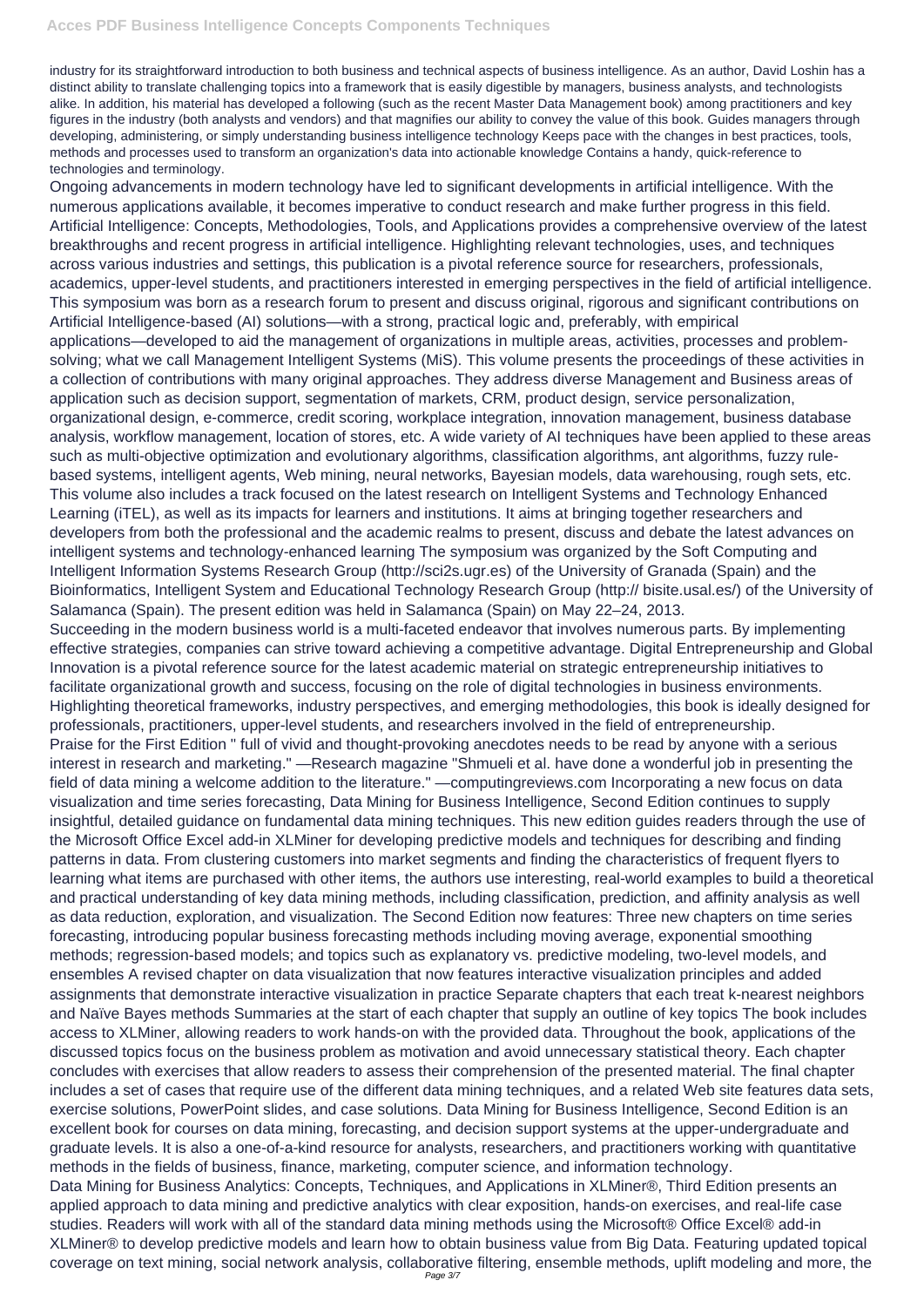industry for its straightforward introduction to both business and technical aspects of business intelligence. As an author, David Loshin has a distinct ability to translate challenging topics into a framework that is easily digestible by managers, business analysts, and technologists alike. In addition, his material has developed a following (such as the recent Master Data Management book) among practitioners and key figures in the industry (both analysts and vendors) and that magnifies our ability to convey the value of this book. Guides managers through developing, administering, or simply understanding business intelligence technology Keeps pace with the changes in best practices, tools, methods and processes used to transform an organization's data into actionable knowledge Contains a handy, quick-reference to technologies and terminology.

Ongoing advancements in modern technology have led to significant developments in artificial intelligence. With the numerous applications available, it becomes imperative to conduct research and make further progress in this field. Artificial Intelligence: Concepts, Methodologies, Tools, and Applications provides a comprehensive overview of the latest breakthroughs and recent progress in artificial intelligence. Highlighting relevant technologies, uses, and techniques across various industries and settings, this publication is a pivotal reference source for researchers, professionals, academics, upper-level students, and practitioners interested in emerging perspectives in the field of artificial intelligence.

This symposium was born as a research forum to present and discuss original, rigorous and significant contributions on Artificial Intelligence-based (AI) solutions—with a strong, practical logic and, preferably, with empirical applications—developed to aid the management of organizations in multiple areas, activities, processes and problem-solving; what we call Management Intelligent Systems (MiS). This volume presents the proceedings of these activities in a collection of contributions with many original approaches. They address diverse Management and Business areas of application such as decision support, segmentation of markets, CRM, product design, service personalization, organizational design, e-commerce, credit scoring, workplace integration, innovation management, business database analysis, workflow management, location of stores, etc. A wide variety of AI techniques have been applied to these areas such as multi-objective optimization and evolutionary algorithms, classification algorithms, ant algorithms, fuzzy rule-based systems, intelligent agents, Web mining, neural networks, Bayesian models, data warehousing, rough sets, etc. This volume also includes a track focused on the latest research on Intelligent Systems and Technology Enhanced Learning (iTEL), as well as its impacts for learners and institutions. It aims at bringing together researchers and developers from both the professional and the academic realms to present, discuss and debate the latest advances on intelligent systems and technology-enhanced learning The symposium was organized by the Soft Computing and Intelligent Information Systems Research Group (http://sci2s.ugr.es) of the University of Granada (Spain) and the Bioinformatics, Intelligent System and Educational Technology Research Group (http:// bisite.usal.es/) of the University of Salamanca (Spain). The present edition was held in Salamanca (Spain) on May 22–24, 2013.

Succeeding in the modern business world is a multi-faceted endeavor that involves numerous parts. By implementing effective strategies, companies can strive toward achieving a competitive advantage. Digital Entrepreneurship and Global Innovation is a pivotal reference source for the latest academic material on strategic entrepreneurship initiatives to facilitate organizational growth and success, focusing on the role of digital technologies in business environments. Highlighting theoretical frameworks, industry perspectives, and emerging methodologies, this book is ideally designed for professionals, practitioners, upper-level students, and researchers involved in the field of entrepreneurship.

Praise for the First Edition " full of vivid and thought-provoking anecdotes needs to be read by anyone with a serious interest in research and marketing." —Research magazine "Shmueli et al. have done a wonderful job in presenting the field of data mining a welcome addition to the literature." —computingreviews.com Incorporating a new focus on data visualization and time series forecasting, Data Mining for Business Intelligence, Second Edition continues to supply insightful, detailed guidance on fundamental data mining techniques. This new edition guides readers through the use of the Microsoft Office Excel add-in XLMiner for developing predictive models and techniques for describing and finding patterns in data. From clustering customers into market segments and finding the characteristics of frequent flyers to learning what items are purchased with other items, the authors use interesting, real-world examples to build a theoretical and practical understanding of key data mining methods, including classification, prediction, and affinity analysis as well as data reduction, exploration, and visualization. The Second Edition now features: Three new chapters on time series forecasting, introducing popular business forecasting methods including moving average, exponential smoothing methods; regression-based models; and topics such as explanatory vs. predictive modeling, two-level models, and ensembles A revised chapter on data visualization that now features interactive visualization principles and added assignments that demonstrate interactive visualization in practice Separate chapters that each treat k-nearest neighbors and Naïve Bayes methods Summaries at the start of each chapter that supply an outline of key topics The book includes access to XLMiner, allowing readers to work hands-on with the provided data. Throughout the book, applications of the discussed topics focus on the business problem as motivation and avoid unnecessary statistical theory. Each chapter concludes with exercises that allow readers to assess their comprehension of the presented material. The final chapter includes a set of cases that require use of the different data mining techniques, and a related Web site features data sets, exercise solutions, PowerPoint slides, and case solutions. Data Mining for Business Intelligence, Second Edition is an excellent book for courses on data mining, forecasting, and decision support systems at the upper-undergraduate and graduate levels. It is also a one-of-a-kind resource for analysts, researchers, and practitioners working with quantitative methods in the fields of business, finance, marketing, computer science, and information technology.

Data Mining for Business Analytics: Concepts, Techniques, and Applications in XLMiner®, Third Edition presents an applied approach to data mining and predictive analytics with clear exposition, hands-on exercises, and real-life case studies. Readers will work with all of the standard data mining methods using the Microsoft® Office Excel® add-in XLMiner® to develop predictive models and learn how to obtain business value from Big Data. Featuring updated topical coverage on text mining, social network analysis, collaborative filtering, ensemble methods, uplift modeling and more, the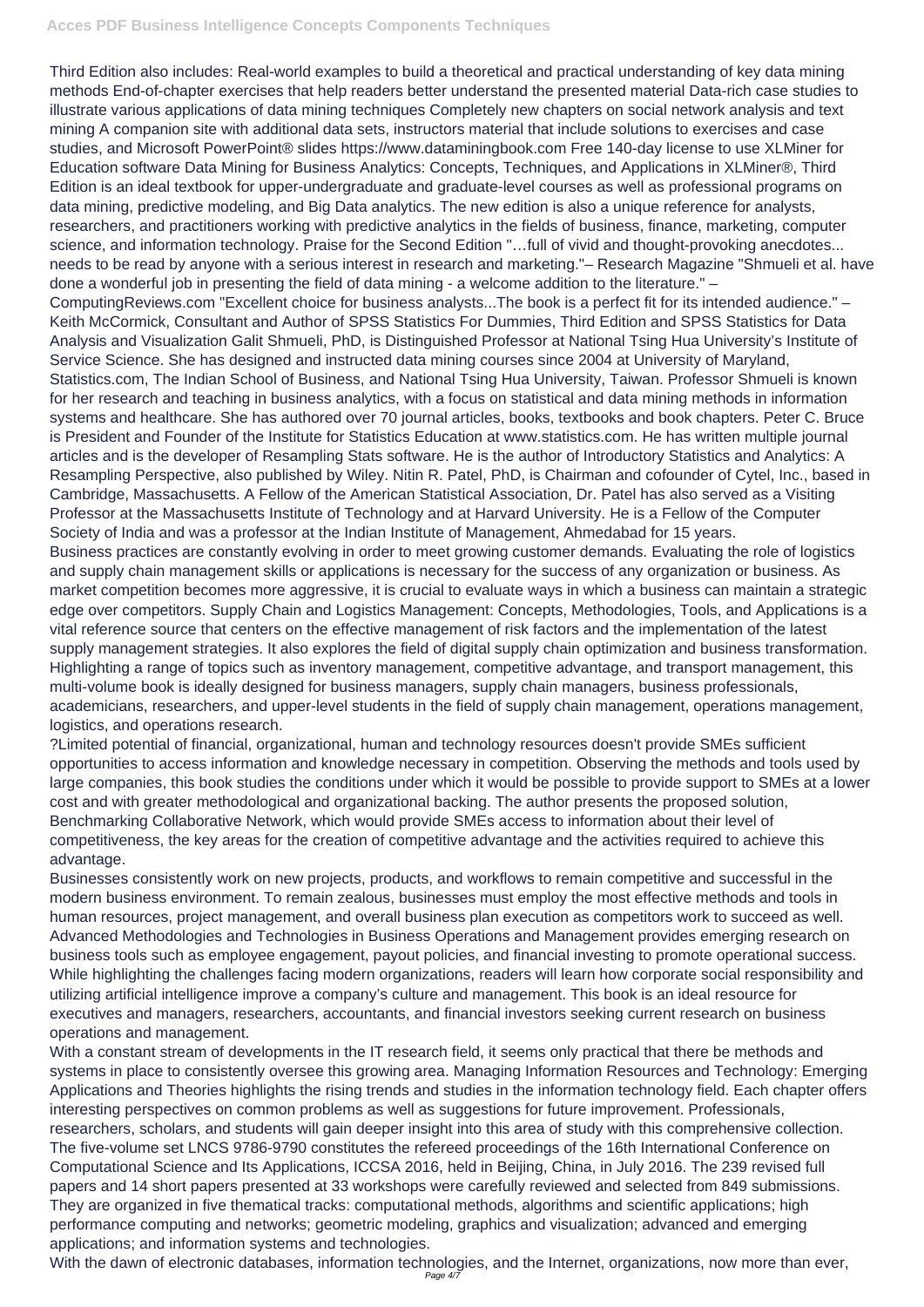Third Edition also includes: Real-world examples to build a theoretical and practical understanding of key data mining methods End-of-chapter exercises that help readers better understand the presented material Data-rich case studies to illustrate various applications of data mining techniques Completely new chapters on social network analysis and text mining A companion site with additional data sets, instructors material that include solutions to exercises and case studies, and Microsoft PowerPoint® slides https://www.dataminingbook.com Free 140-day license to use XLMiner for Education software Data Mining for Business Analytics: Concepts, Techniques, and Applications in XLMiner®, Third Edition is an ideal textbook for upper-undergraduate and graduate-level courses as well as professional programs on data mining, predictive modeling, and Big Data analytics. The new edition is also a unique reference for analysts, researchers, and practitioners working with predictive analytics in the fields of business, finance, marketing, computer science, and information technology. Praise for the Second Edition "…full of vivid and thought-provoking anecdotes... needs to be read by anyone with a serious interest in research and marketing."– Research Magazine "Shmueli et al. have done a wonderful job in presenting the field of data mining - a welcome addition to the literature." – ComputingReviews.com "Excellent choice for business analysts...The book is a perfect fit for its intended audience." – Keith McCormick, Consultant and Author of SPSS Statistics For Dummies, Third Edition and SPSS Statistics for Data Analysis and Visualization Galit Shmueli, PhD, is Distinguished Professor at National Tsing Hua University's Institute of Service Science. She has designed and instructed data mining courses since 2004 at University of Maryland, Statistics.com, The Indian School of Business, and National Tsing Hua University, Taiwan. Professor Shmueli is known for her research and teaching in business analytics, with a focus on statistical and data mining methods in information systems and healthcare. She has authored over 70 journal articles, books, textbooks and book chapters. Peter C. Bruce is President and Founder of the Institute for Statistics Education at www.statistics.com. He has written multiple journal articles and is the developer of Resampling Stats software. He is the author of Introductory Statistics and Analytics: A Resampling Perspective, also published by Wiley. Nitin R. Patel, PhD, is Chairman and cofounder of Cytel, Inc., based in Cambridge, Massachusetts. A Fellow of the American Statistical Association, Dr. Patel has also served as a Visiting Professor at the Massachusetts Institute of Technology and at Harvard University. He is a Fellow of the Computer Society of India and was a professor at the Indian Institute of Management, Ahmedabad for 15 years.

Business practices are constantly evolving in order to meet growing customer demands. Evaluating the role of logistics and supply chain management skills or applications is necessary for the success of any organization or business. As market competition becomes more aggressive, it is crucial to evaluate ways in which a business can maintain a strategic edge over competitors. Supply Chain and Logistics Management: Concepts, Methodologies, Tools, and Applications is a vital reference source that centers on the effective management of risk factors and the implementation of the latest supply management strategies. It also explores the field of digital supply chain optimization and business transformation. Highlighting a range of topics such as inventory management, competitive advantage, and transport management, this multi-volume book is ideally designed for business managers, supply chain managers, business professionals, academicians, researchers, and upper-level students in the field of supply chain management, operations management, logistics, and operations research.

?Limited potential of financial, organizational, human and technology resources doesn't provide SMEs sufficient opportunities to access information and knowledge necessary in competition. Observing the methods and tools used by large companies, this book studies the conditions under which it would be possible to provide support to SMEs at a lower cost and with greater methodological and organizational backing. The author presents the proposed solution, Benchmarking Collaborative Network, which would provide SMEs access to information about their level of competitiveness, the key areas for the creation of competitive advantage and the activities required to achieve this advantage.

Businesses consistently work on new projects, products, and workflows to remain competitive and successful in the modern business environment. To remain zealous, businesses must employ the most effective methods and tools in human resources, project management, and overall business plan execution as competitors work to succeed as well. Advanced Methodologies and Technologies in Business Operations and Management provides emerging research on business tools such as employee engagement, payout policies, and financial investing to promote operational success. While highlighting the challenges facing modern organizations, readers will learn how corporate social responsibility and utilizing artificial intelligence improve a company's culture and management. This book is an ideal resource for executives and managers, researchers, accountants, and financial investors seeking current research on business operations and management.

With a constant stream of developments in the IT research field, it seems only practical that there be methods and systems in place to consistently oversee this growing area. Managing Information Resources and Technology: Emerging Applications and Theories highlights the rising trends and studies in the information technology field. Each chapter offers interesting perspectives on common problems as well as suggestions for future improvement. Professionals, researchers, scholars, and students will gain deeper insight into this area of study with this comprehensive collection.

The five-volume set LNCS 9786-9790 constitutes the refereed proceedings of the 16th International Conference on Computational Science and Its Applications, ICCSA 2016, held in Beijing, China, in July 2016. The 239 revised full papers and 14 short papers presented at 33 workshops were carefully reviewed and selected from 849 submissions. They are organized in five thematical tracks: computational methods, algorithms and scientific applications; high performance computing and networks; geometric modeling, graphics and visualization; advanced and emerging applications; and information systems and technologies.

With the dawn of electronic databases, information technologies, and the Internet, organizations, now more than ever,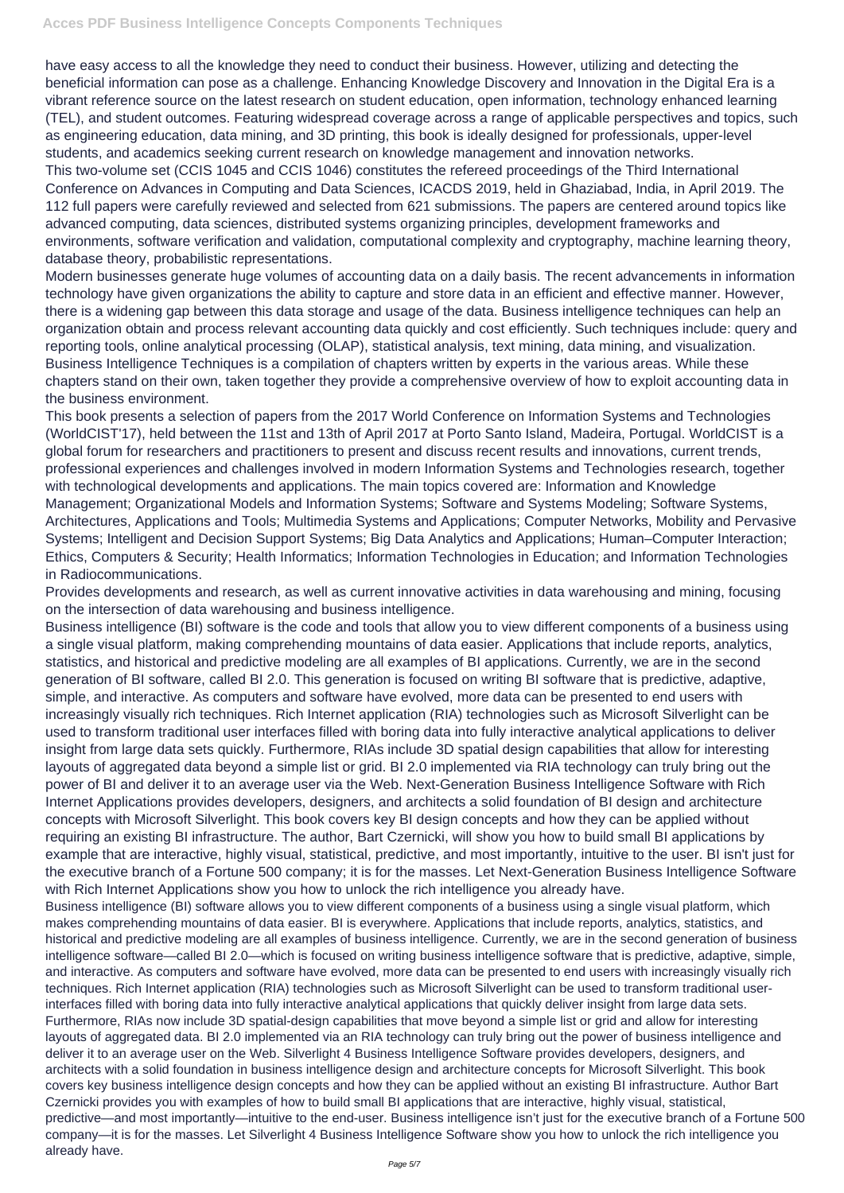have easy access to all the knowledge they need to conduct their business. However, utilizing and detecting the beneficial information can pose as a challenge. Enhancing Knowledge Discovery and Innovation in the Digital Era is a vibrant reference source on the latest research on student education, open information, technology enhanced learning (TEL), and student outcomes. Featuring widespread coverage across a range of applicable perspectives and topics, such as engineering education, data mining, and 3D printing, this book is ideally designed for professionals, upper-level students, and academics seeking current research on knowledge management and innovation networks.

This two-volume set (CCIS 1045 and CCIS 1046) constitutes the refereed proceedings of the Third International Conference on Advances in Computing and Data Sciences, ICACDS 2019, held in Ghaziabad, India, in April 2019. The 112 full papers were carefully reviewed and selected from 621 submissions. The papers are centered around topics like advanced computing, data sciences, distributed systems organizing principles, development frameworks and environments, software verification and validation, computational complexity and cryptography, machine learning theory, database theory, probabilistic representations.

Modern businesses generate huge volumes of accounting data on a daily basis. The recent advancements in information technology have given organizations the ability to capture and store data in an efficient and effective manner. However, there is a widening gap between this data storage and usage of the data. Business intelligence techniques can help an organization obtain and process relevant accounting data quickly and cost efficiently. Such techniques include: query and reporting tools, online analytical processing (OLAP), statistical analysis, text mining, data mining, and visualization. Business Intelligence Techniques is a compilation of chapters written by experts in the various areas. While these chapters stand on their own, taken together they provide a comprehensive overview of how to exploit accounting data in the business environment.

This book presents a selection of papers from the 2017 World Conference on Information Systems and Technologies (WorldCIST'17), held between the 11st and 13th of April 2017 at Porto Santo Island, Madeira, Portugal. WorldCIST is a global forum for researchers and practitioners to present and discuss recent results and innovations, current trends, professional experiences and challenges involved in modern Information Systems and Technologies research, together with technological developments and applications. The main topics covered are: Information and Knowledge Management; Organizational Models and Information Systems; Software and Systems Modeling; Software Systems, Architectures, Applications and Tools; Multimedia Systems and Applications; Computer Networks, Mobility and Pervasive Systems; Intelligent and Decision Support Systems; Big Data Analytics and Applications; Human–Computer Interaction; Ethics, Computers & Security; Health Informatics; Information Technologies in Education; and Information Technologies in Radiocommunications.

Provides developments and research, as well as current innovative activities in data warehousing and mining, focusing on the intersection of data warehousing and business intelligence.

Business intelligence (BI) software is the code and tools that allow you to view different components of a business using a single visual platform, making comprehending mountains of data easier. Applications that include reports, analytics, statistics, and historical and predictive modeling are all examples of BI applications. Currently, we are in the second generation of BI software, called BI 2.0. This generation is focused on writing BI software that is predictive, adaptive, simple, and interactive. As computers and software have evolved, more data can be presented to end users with increasingly visually rich techniques. Rich Internet application (RIA) technologies such as Microsoft Silverlight can be used to transform traditional user interfaces filled with boring data into fully interactive analytical applications to deliver insight from large data sets quickly. Furthermore, RIAs include 3D spatial design capabilities that allow for interesting layouts of aggregated data beyond a simple list or grid. BI 2.0 implemented via RIA technology can truly bring out the power of BI and deliver it to an average user via the Web. Next-Generation Business Intelligence Software with Rich Internet Applications provides developers, designers, and architects a solid foundation of BI design and architecture concepts with Microsoft Silverlight. This book covers key BI design concepts and how they can be applied without requiring an existing BI infrastructure. The author, Bart Czernicki, will show you how to build small BI applications by example that are interactive, highly visual, statistical, predictive, and most importantly, intuitive to the user. BI isn't just for the executive branch of a Fortune 500 company; it is for the masses. Let Next-Generation Business Intelligence Software with Rich Internet Applications show you how to unlock the rich intelligence you already have.

Business intelligence (BI) software allows you to view different components of a business using a single visual platform, which makes comprehending mountains of data easier. BI is everywhere. Applications that include reports, analytics, statistics, and historical and predictive modeling are all examples of business intelligence. Currently, we are in the second generation of business intelligence software—called BI 2.0—which is focused on writing business intelligence software that is predictive, adaptive, simple, and interactive. As computers and software have evolved, more data can be presented to end users with increasingly visually rich techniques. Rich Internet application (RIA) technologies such as Microsoft Silverlight can be used to transform traditional user-interfaces filled with boring data into fully interactive analytical applications that quickly deliver insight from large data sets. Furthermore, RIAs now include 3D spatial-design capabilities that move beyond a simple list or grid and allow for interesting layouts of aggregated data. BI 2.0 implemented via an RIA technology can truly bring out the power of business intelligence and deliver it to an average user on the Web. Silverlight 4 Business Intelligence Software provides developers, designers, and architects with a solid foundation in business intelligence design and architecture concepts for Microsoft Silverlight. This book covers key business intelligence design concepts and how they can be applied without an existing BI infrastructure. Author Bart Czernicki provides you with examples of how to build small BI applications that are interactive, highly visual, statistical, predictive—and most importantly—intuitive to the end-user. Business intelligence isn't just for the executive branch of a Fortune 500 company—it is for the masses. Let Silverlight 4 Business Intelligence Software show you how to unlock the rich intelligence you already have.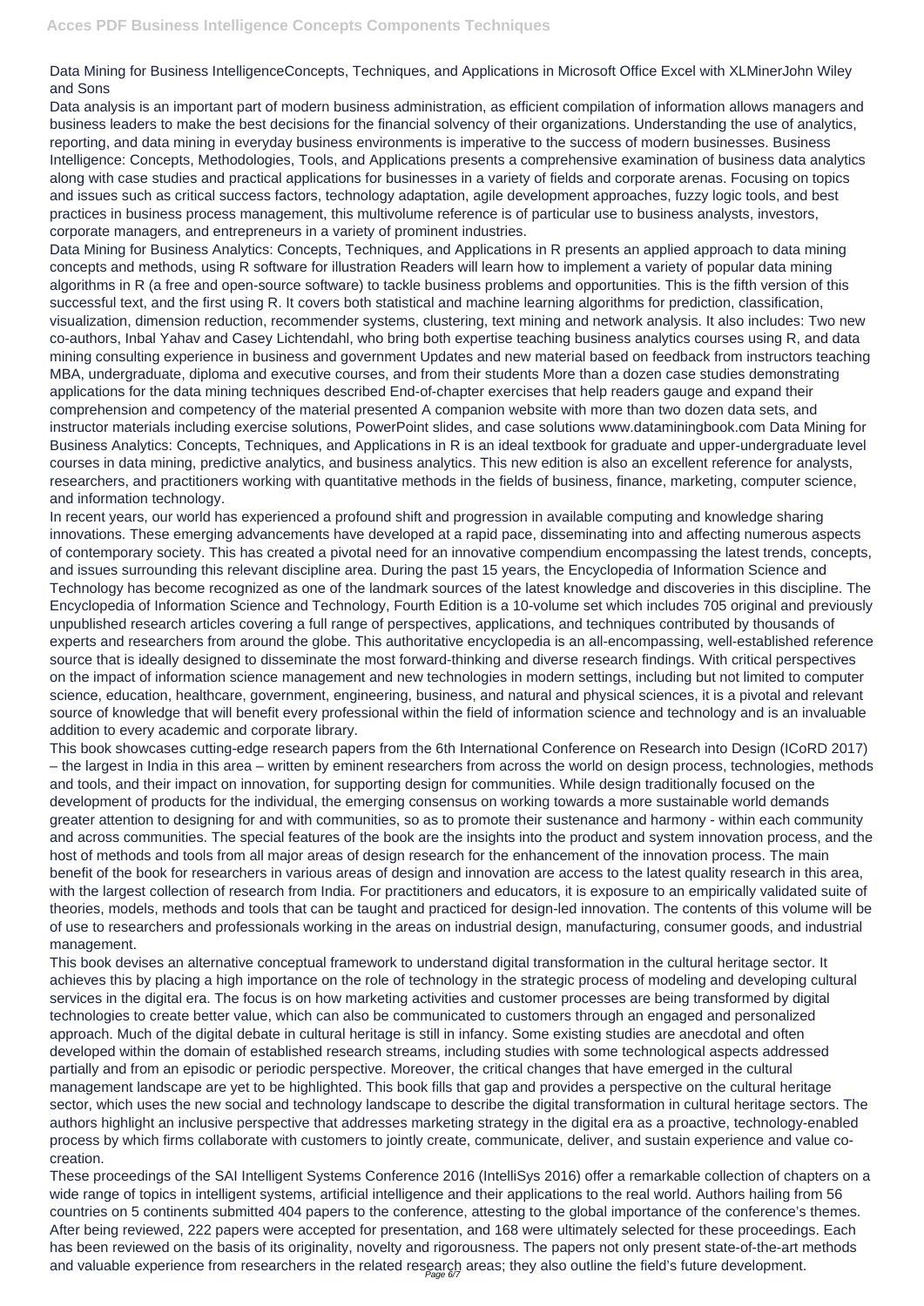Data Mining for Business IntelligenceConcepts, Techniques, and Applications in Microsoft Office Excel with XLMinerJohn Wiley and Sons

Data analysis is an important part of modern business administration, as efficient compilation of information allows managers and business leaders to make the best decisions for the financial solvency of their organizations. Understanding the use of analytics, reporting, and data mining in everyday business environments is imperative to the success of modern businesses. Business Intelligence: Concepts, Methodologies, Tools, and Applications presents a comprehensive examination of business data analytics along with case studies and practical applications for businesses in a variety of fields and corporate arenas. Focusing on topics and issues such as critical success factors, technology adaptation, agile development approaches, fuzzy logic tools, and best practices in business process management, this multivolume reference is of particular use to business analysts, investors, corporate managers, and entrepreneurs in a variety of prominent industries.

Data Mining for Business Analytics: Concepts, Techniques, and Applications in R presents an applied approach to data mining concepts and methods, using R software for illustration Readers will learn how to implement a variety of popular data mining algorithms in R (a free and open-source software) to tackle business problems and opportunities. This is the fifth version of this successful text, and the first using R. It covers both statistical and machine learning algorithms for prediction, classification, visualization, dimension reduction, recommender systems, clustering, text mining and network analysis. It also includes: Two new co-authors, Inbal Yahav and Casey Lichtendahl, who bring both expertise teaching business analytics courses using R, and data mining consulting experience in business and government Updates and new material based on feedback from instructors teaching MBA, undergraduate, diploma and executive courses, and from their students More than a dozen case studies demonstrating applications for the data mining techniques described End-of-chapter exercises that help readers gauge and expand their comprehension and competency of the material presented A companion website with more than two dozen data sets, and instructor materials including exercise solutions, PowerPoint slides, and case solutions www.dataminingbook.com Data Mining for Business Analytics: Concepts, Techniques, and Applications in R is an ideal textbook for graduate and upper-undergraduate level courses in data mining, predictive analytics, and business analytics. This new edition is also an excellent reference for analysts, researchers, and practitioners working with quantitative methods in the fields of business, finance, marketing, computer science, and information technology.

In recent years, our world has experienced a profound shift and progression in available computing and knowledge sharing innovations. These emerging advancements have developed at a rapid pace, disseminating into and affecting numerous aspects of contemporary society. This has created a pivotal need for an innovative compendium encompassing the latest trends, concepts, and issues surrounding this relevant discipline area. During the past 15 years, the Encyclopedia of Information Science and Technology has become recognized as one of the landmark sources of the latest knowledge and discoveries in this discipline. The Encyclopedia of Information Science and Technology, Fourth Edition is a 10-volume set which includes 705 original and previously unpublished research articles covering a full range of perspectives, applications, and techniques contributed by thousands of experts and researchers from around the globe. This authoritative encyclopedia is an all-encompassing, well-established reference source that is ideally designed to disseminate the most forward-thinking and diverse research findings. With critical perspectives on the impact of information science management and new technologies in modern settings, including but not limited to computer science, education, healthcare, government, engineering, business, and natural and physical sciences, it is a pivotal and relevant source of knowledge that will benefit every professional within the field of information science and technology and is an invaluable addition to every academic and corporate library.

This book showcases cutting-edge research papers from the 6th International Conference on Research into Design (ICoRD 2017) – the largest in India in this area – written by eminent researchers from across the world on design process, technologies, methods and tools, and their impact on innovation, for supporting design for communities. While design traditionally focused on the development of products for the individual, the emerging consensus on working towards a more sustainable world demands greater attention to designing for and with communities, so as to promote their sustenance and harmony - within each community and across communities. The special features of the book are the insights into the product and system innovation process, and the host of methods and tools from all major areas of design research for the enhancement of the innovation process. The main benefit of the book for researchers in various areas of design and innovation are access to the latest quality research in this area, with the largest collection of research from India. For practitioners and educators, it is exposure to an empirically validated suite of theories, models, methods and tools that can be taught and practiced for design-led innovation. The contents of this volume will be of use to researchers and professionals working in the areas on industrial design, manufacturing, consumer goods, and industrial management.

This book devises an alternative conceptual framework to understand digital transformation in the cultural heritage sector. It achieves this by placing a high importance on the role of technology in the strategic process of modeling and developing cultural services in the digital era. The focus is on how marketing activities and customer processes are being transformed by digital technologies to create better value, which can also be communicated to customers through an engaged and personalized approach. Much of the digital debate in cultural heritage is still in infancy. Some existing studies are anecdotal and often developed within the domain of established research streams, including studies with some technological aspects addressed partially and from an episodic or periodic perspective. Moreover, the critical changes that have emerged in the cultural management landscape are yet to be highlighted. This book fills that gap and provides a perspective on the cultural heritage sector, which uses the new social and technology landscape to describe the digital transformation in cultural heritage sectors. The authors highlight an inclusive perspective that addresses marketing strategy in the digital era as a proactive, technology-enabled process by which firms collaborate with customers to jointly create, communicate, deliver, and sustain experience and value co-creation.

These proceedings of the SAI Intelligent Systems Conference 2016 (IntelliSys 2016) offer a remarkable collection of chapters on a wide range of topics in intelligent systems, artificial intelligence and their applications to the real world. Authors hailing from 56 countries on 5 continents submitted 404 papers to the conference, attesting to the global importance of the conference's themes. After being reviewed, 222 papers were accepted for presentation, and 168 were ultimately selected for these proceedings. Each has been reviewed on the basis of its originality, novelty and rigorousness. The papers not only present state-of-the-art methods and valuable experience from researchers in the related research areas; they also outline the field's future development.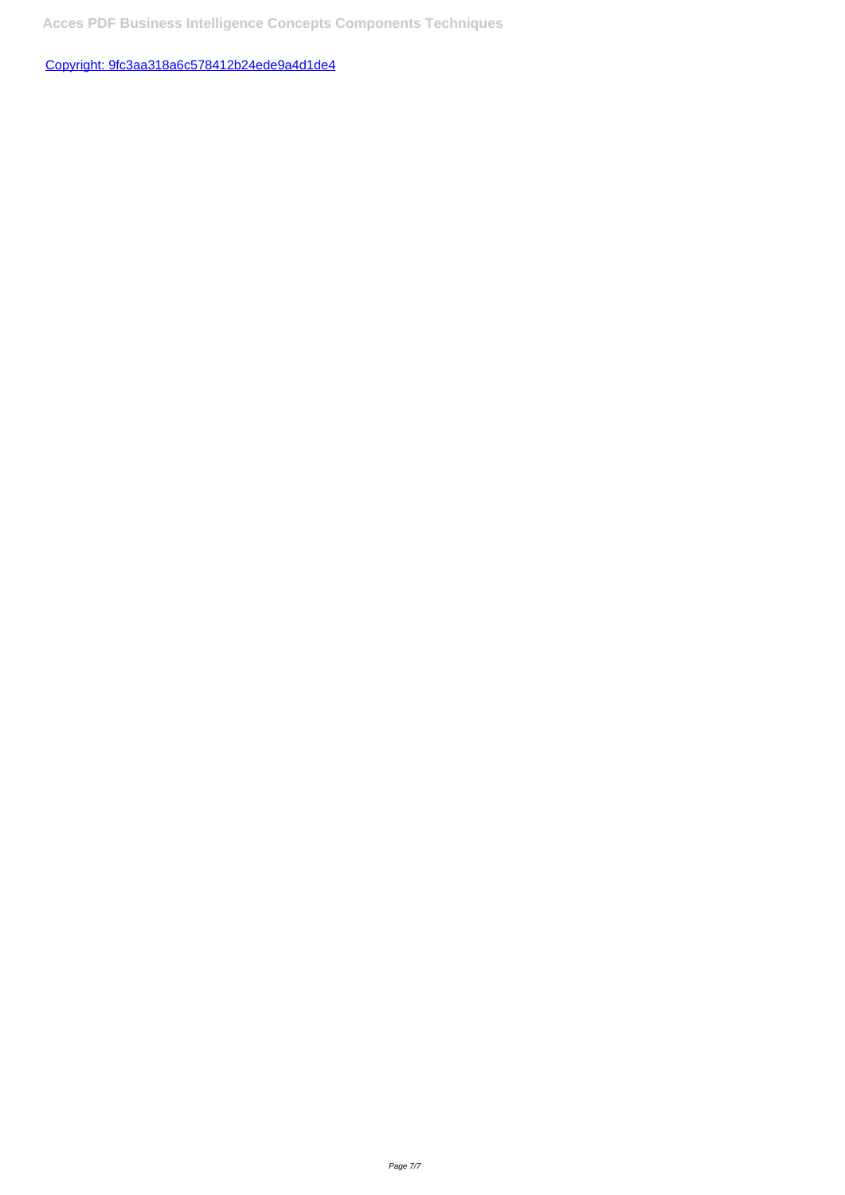Copyright: 9fc3aa318a6c578412b24ede9a4d1de4